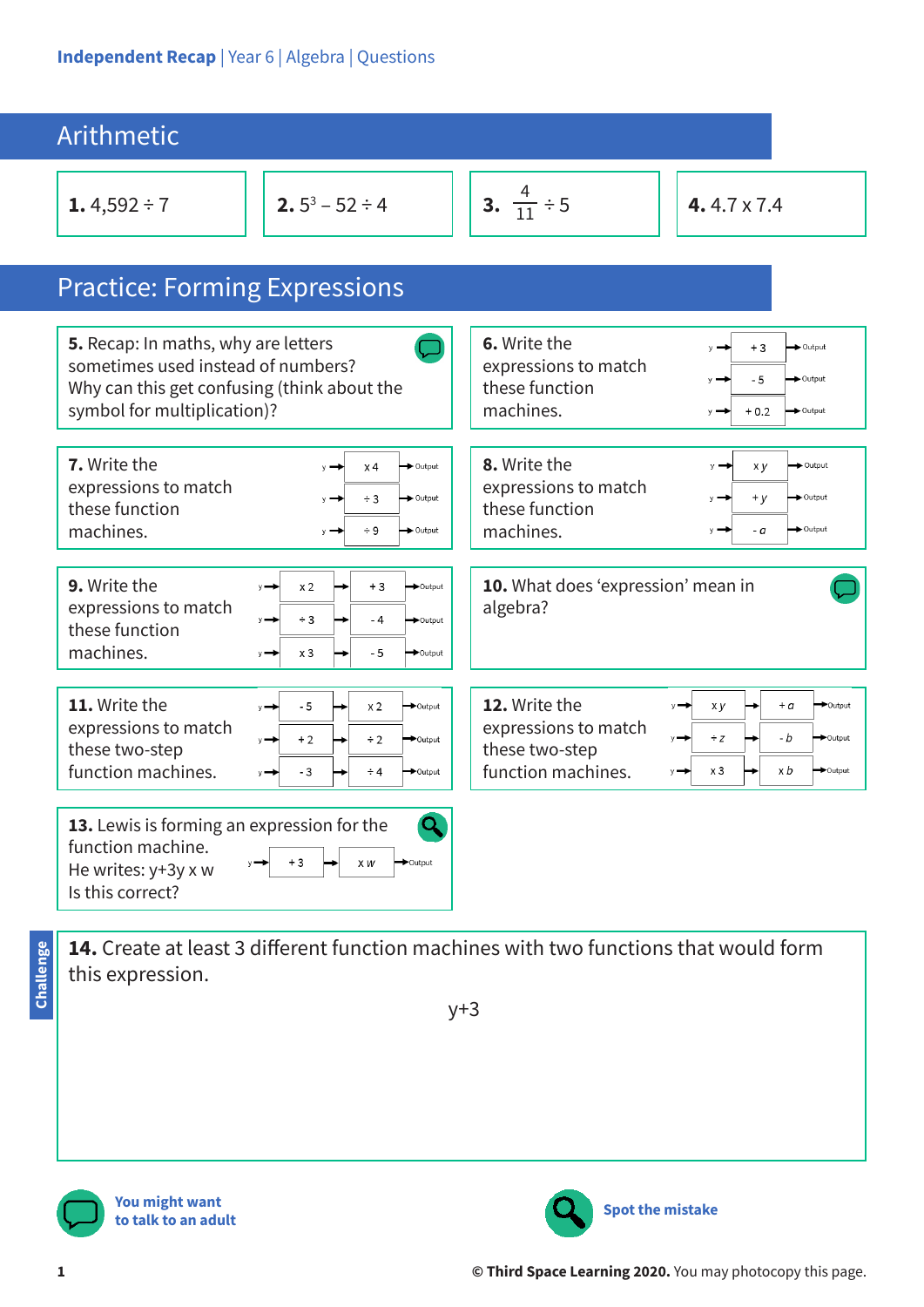Independent Recap | Year 6 | Algebra | Questions

## Arithmetic

**1.** $4{,}592 \div 7$

**2.** $5^3 - 52 \div 4$

**3.** $\frac{4}{11} \div 5$

**4.** $4.7 \times 7.4$

## Practice: Forming Expressions

**5.** Recap: In maths, why are letters sometimes used instead of numbers? Why can this get confusing (think about the symbol for multiplication)?

**6.** Write the expressions to match these function machines.

- y → + 3 → Output
- y → - 5 → Output
- y → + 0.2 → Output

**7.** Write the expressions to match these function machines.

- y → x 4 → Output
- y → ÷ 3 → Output
- y → ÷ 9 → Output

**8.** Write the expressions to match these function machines.

- y → x $y$ → Output
- y → + $y$ → Output
- y → - $a$ → Output

**9.** Write the expressions to match these function machines.

- y → x 2 → + 3 → Output
- y → ÷ 3 → - 4 → Output
- y → x 3 → - 5 → Output

**10.** What does 'expression' mean in algebra?

**11.** Write the expressions to match these two-step function machines.

- y → - 5 → x 2 → Output
- y → + 2 → ÷ 2 → Output
- y → - 3 → ÷ 4 → Output

**12.** Write the expressions to match these two-step function machines.

- y → x $y$ → + $a$ → Output
- y → ÷ $z$ → - $b$ → Output
- y → x 3 → x $b$ → Output

**13.** Lewis is forming an expression for the function machine.
He writes: y+3y x w
Is this correct?

- y → + 3 → x $w$ → Output

**Challenge**

**14.** Create at least 3 different function machines with two functions that would form this expression.

y+3

You might want to talk to an adult

Spot the mistake

© Third Space Learning 2020. You may photocopy this page.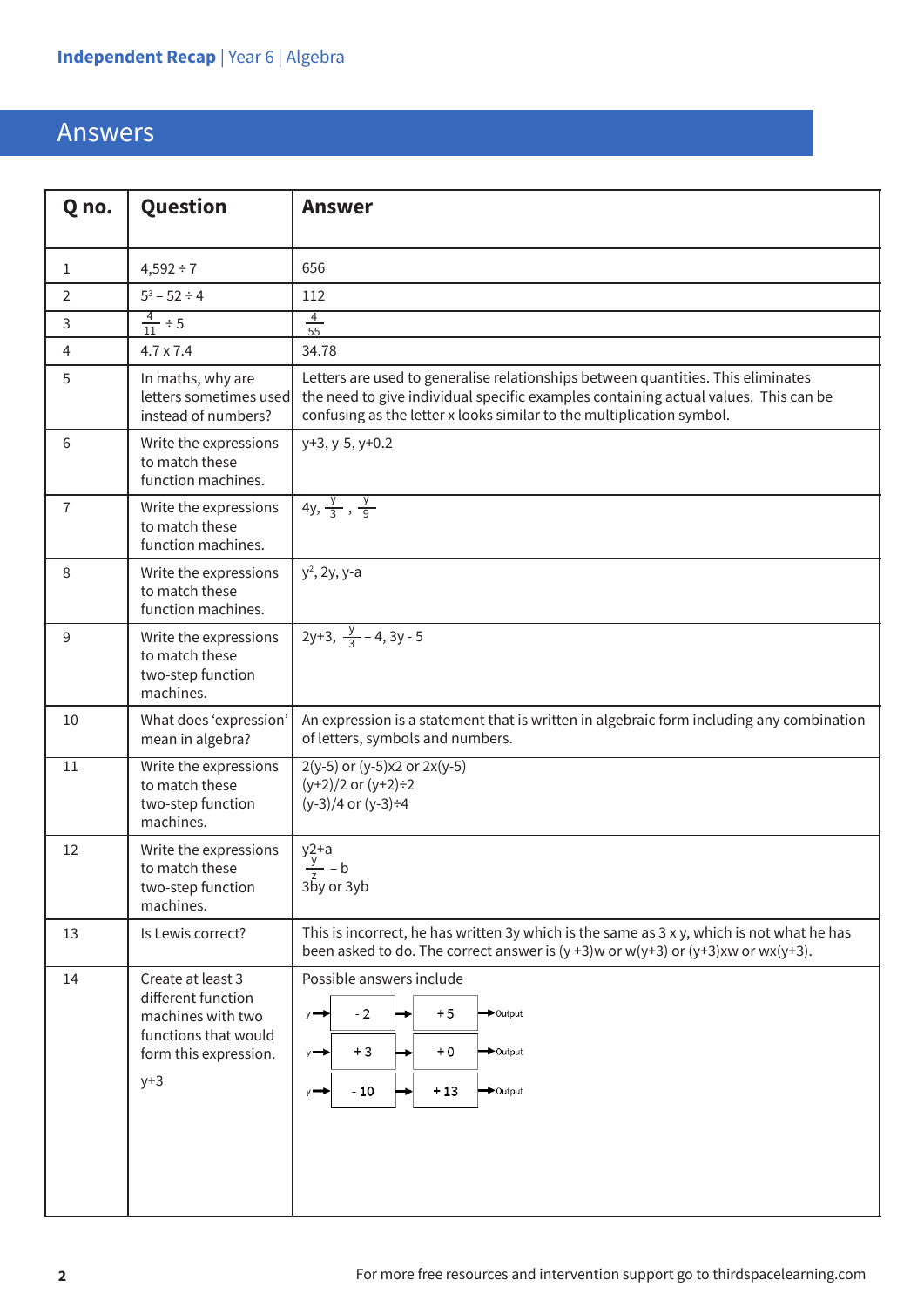## Answers

| Q no. | Question | Answer |
|---|---|---|
| 1 | 4,592 ÷ 7 | 656 |
| 2 | $5^3 - 52 \div 4$ | 112 |
| 3 | $\frac{4}{11} \div 5$ | $\frac{4}{55}$ |
| 4 | 4.7 x 7.4 | 34.78 |
| 5 | In maths, why are letters sometimes used instead of numbers? | Letters are used to generalise relationships between quantities. This eliminates the need to give individual specific examples containing actual values. This can be confusing as the letter x looks similar to the multiplication symbol. |
| 6 | Write the expressions to match these function machines. | y+3, y-5, y+0.2 |
| 7 | Write the expressions to match these function machines. | 4y, $\frac{y}{3}$, $\frac{y}{9}$ |
| 8 | Write the expressions to match these function machines. | $y^2$, 2y, y-a |
| 9 | Write the expressions to match these two-step function machines. | 2y+3, $\frac{y}{3} - 4$, 3y - 5 |
| 10 | What does 'expression' mean in algebra? | An expression is a statement that is written in algebraic form including any combination of letters, symbols and numbers. |
| 11 | Write the expressions to match these two-step function machines. | 2(y-5) or (y-5)x2 or 2x(y-5)<br>(y+2)/2 or (y+2)÷2<br>(y-3)/4 or (y-3)÷4 |
| 12 | Write the expressions to match these two-step function machines. | y2+a<br>$\frac{y}{z} - b$<br>3by or 3yb |
| 13 | Is Lewis correct? | This is incorrect, he has written 3y which is the same as 3 x y, which is not what he has been asked to do. The correct answer is (y +3)w or w(y+3) or (y+3)xw or wx(y+3). |
| 14 | Create at least 3 different function machines with two functions that would form this expression.<br><br>y+3 | Possible answers include<br>y → - 2 → + 5 → Output<br>y → + 3 → + 0 → Output<br>y → - 10 → + 13 → Output |